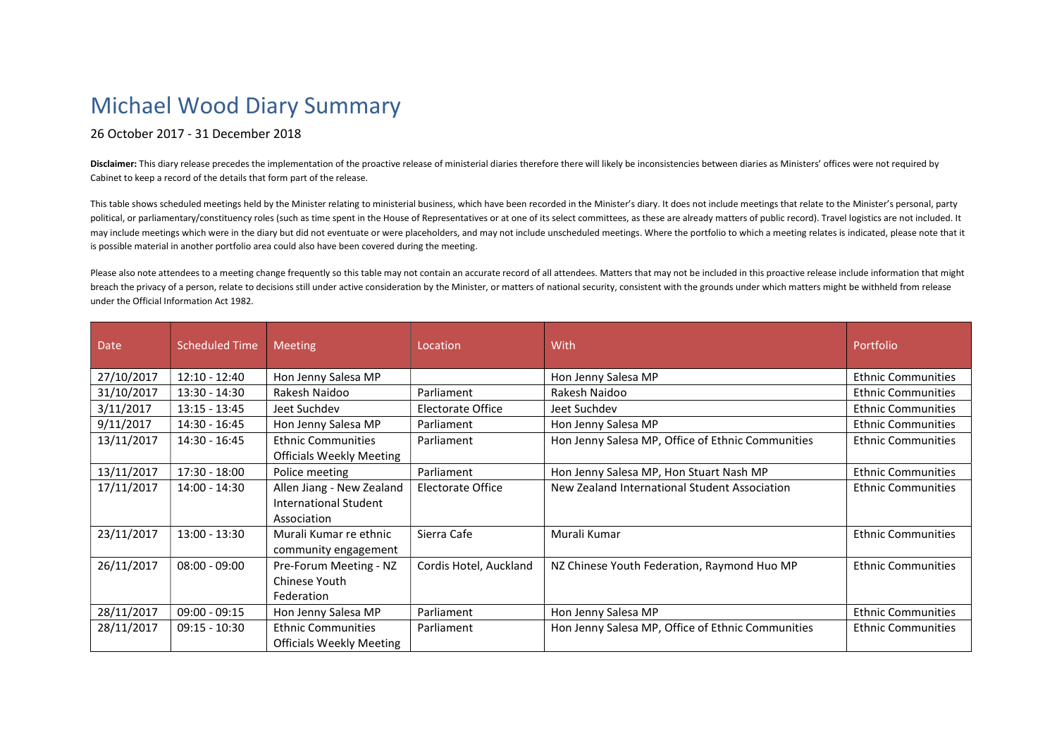# Michael Wood Diary Summary

26 October 2017 - 31 December 2018

**Disclaimer:** This diary release precedes the implementation of the proactive release of ministerial diaries therefore there will likely be inconsistencies between diaries as Ministers' offices were not required by Cabinet to keep a record of the details that form part of the release.

This table shows scheduled meetings held by the Minister relating to ministerial business, which have been recorded in the Minister's diary. It does not include meetings that relate to the Minister's personal, party political, or parliamentary/constituency roles (such as time spent in the House of Representatives or at one of its select committees, as these are already matters of public record). Travel logistics are not included. It may include meetings which were in the diary but did not eventuate or were placeholders, and may not include unscheduled meetings. Where the portfolio to which a meeting relates is indicated, please note that it is possible material in another portfolio area could also have been covered during the meeting.

Please also note attendees to a meeting change frequently so this table may not contain an accurate record of all attendees. Matters that may not be included in this proactive release include information that might breach the privacy of a person, relate to decisions still under active consideration by the Minister, or matters of national security, consistent with the grounds under which matters might be withheld from release under the Official Information Act 1982.

| Date | Scheduled Time | Meeting | Location | With | Portfolio |
|---|---|---|---|---|---|
| 27/10/2017 | 12:10 - 12:40 | Hon Jenny Salesa MP | | Hon Jenny Salesa MP | Ethnic Communities |
| 31/10/2017 | 13:30 - 14:30 | Rakesh Naidoo | Parliament | Rakesh Naidoo | Ethnic Communities |
| 3/11/2017 | 13:15 - 13:45 | Jeet Suchdev | Electorate Office | Jeet Suchdev | Ethnic Communities |
| 9/11/2017 | 14:30 - 16:45 | Hon Jenny Salesa MP | Parliament | Hon Jenny Salesa MP | Ethnic Communities |
| 13/11/2017 | 14:30 - 16:45 | Ethnic Communities Officials Weekly Meeting | Parliament | Hon Jenny Salesa MP, Office of Ethnic Communities | Ethnic Communities |
| 13/11/2017 | 17:30 - 18:00 | Police meeting | Parliament | Hon Jenny Salesa MP, Hon Stuart Nash MP | Ethnic Communities |
| 17/11/2017 | 14:00 - 14:30 | Allen Jiang - New Zealand International Student Association | Electorate Office | New Zealand International Student Association | Ethnic Communities |
| 23/11/2017 | 13:00 - 13:30 | Murali Kumar re ethnic community engagement | Sierra Cafe | Murali Kumar | Ethnic Communities |
| 26/11/2017 | 08:00 - 09:00 | Pre-Forum Meeting - NZ Chinese Youth Federation | Cordis Hotel, Auckland | NZ Chinese Youth Federation, Raymond Huo MP | Ethnic Communities |
| 28/11/2017 | 09:00 - 09:15 | Hon Jenny Salesa MP | Parliament | Hon Jenny Salesa MP | Ethnic Communities |
| 28/11/2017 | 09:15 - 10:30 | Ethnic Communities Officials Weekly Meeting | Parliament | Hon Jenny Salesa MP, Office of Ethnic Communities | Ethnic Communities |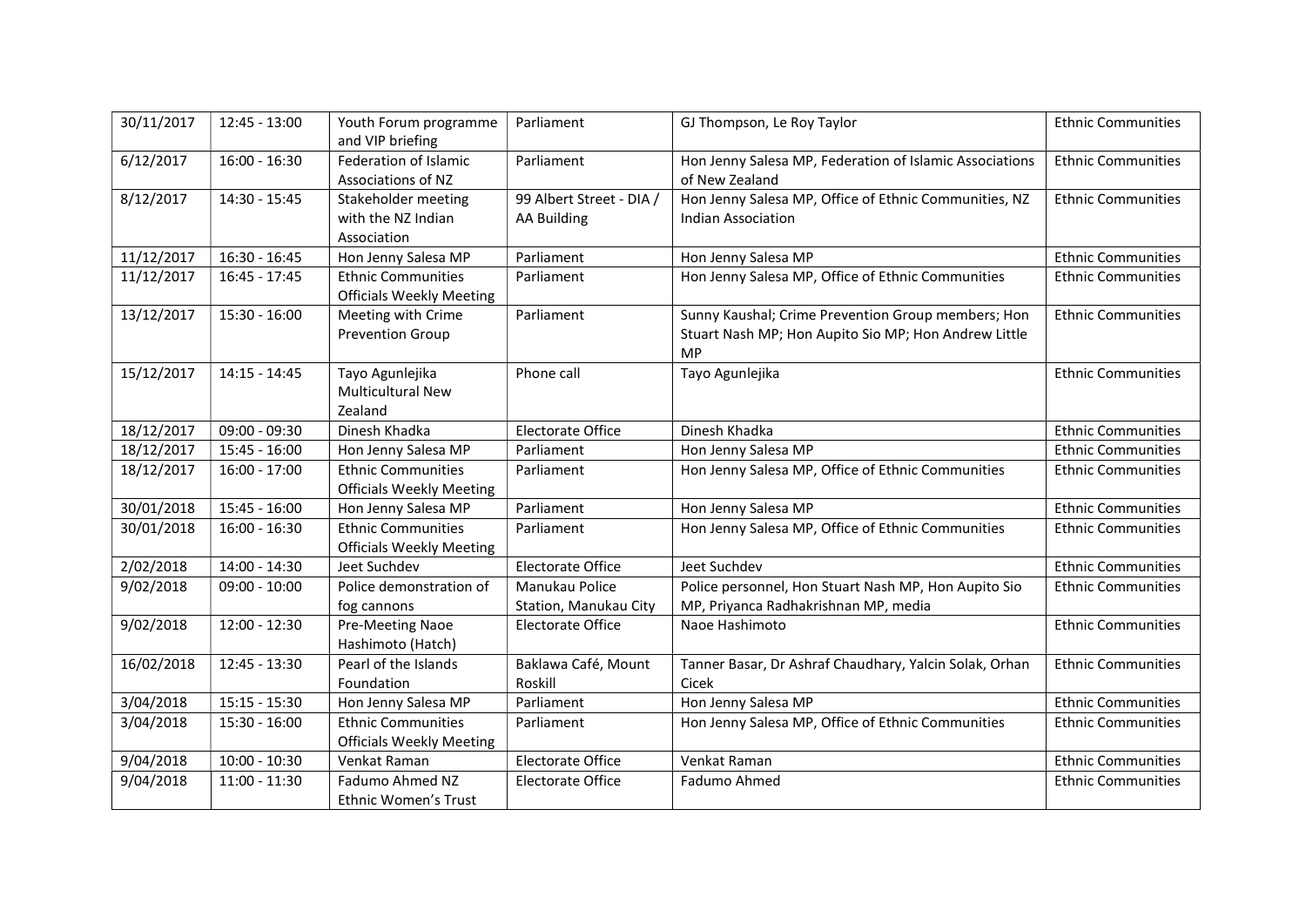| 30/11/2017 | 12:45 - 13:00 | Youth Forum programme and VIP briefing | Parliament | GJ Thompson, Le Roy Taylor | Ethnic Communities |
|---|---|---|---|---|---|
| 6/12/2017 | 16:00 - 16:30 | Federation of Islamic Associations of NZ | Parliament | Hon Jenny Salesa MP, Federation of Islamic Associations of New Zealand | Ethnic Communities |
| 8/12/2017 | 14:30 - 15:45 | Stakeholder meeting with the NZ Indian Association | 99 Albert Street - DIA / AA Building | Hon Jenny Salesa MP, Office of Ethnic Communities, NZ Indian Association | Ethnic Communities |
| 11/12/2017 | 16:30 - 16:45 | Hon Jenny Salesa MP | Parliament | Hon Jenny Salesa MP | Ethnic Communities |
| 11/12/2017 | 16:45 - 17:45 | Ethnic Communities Officials Weekly Meeting | Parliament | Hon Jenny Salesa MP, Office of Ethnic Communities | Ethnic Communities |
| 13/12/2017 | 15:30 - 16:00 | Meeting with Crime Prevention Group | Parliament | Sunny Kaushal; Crime Prevention Group members; Hon Stuart Nash MP; Hon Aupito Sio MP; Hon Andrew Little MP | Ethnic Communities |
| 15/12/2017 | 14:15 - 14:45 | Tayo Agunlejika Multicultural New Zealand | Phone call | Tayo Agunlejika | Ethnic Communities |
| 18/12/2017 | 09:00 - 09:30 | Dinesh Khadka | Electorate Office | Dinesh Khadka | Ethnic Communities |
| 18/12/2017 | 15:45 - 16:00 | Hon Jenny Salesa MP | Parliament | Hon Jenny Salesa MP | Ethnic Communities |
| 18/12/2017 | 16:00 - 17:00 | Ethnic Communities Officials Weekly Meeting | Parliament | Hon Jenny Salesa MP, Office of Ethnic Communities | Ethnic Communities |
| 30/01/2018 | 15:45 - 16:00 | Hon Jenny Salesa MP | Parliament | Hon Jenny Salesa MP | Ethnic Communities |
| 30/01/2018 | 16:00 - 16:30 | Ethnic Communities Officials Weekly Meeting | Parliament | Hon Jenny Salesa MP, Office of Ethnic Communities | Ethnic Communities |
| 2/02/2018 | 14:00 - 14:30 | Jeet Suchdev | Electorate Office | Jeet Suchdev | Ethnic Communities |
| 9/02/2018 | 09:00 - 10:00 | Police demonstration of fog cannons | Manukau Police Station, Manukau City | Police personnel, Hon Stuart Nash MP, Hon Aupito Sio MP, Priyanca Radhakrishnan MP, media | Ethnic Communities |
| 9/02/2018 | 12:00 - 12:30 | Pre-Meeting Naoe Hashimoto (Hatch) | Electorate Office | Naoe Hashimoto | Ethnic Communities |
| 16/02/2018 | 12:45 - 13:30 | Pearl of the Islands Foundation | Baklawa Café, Mount Roskill | Tanner Basar, Dr Ashraf Chaudhary, Yalcin Solak, Orhan Cicek | Ethnic Communities |
| 3/04/2018 | 15:15 - 15:30 | Hon Jenny Salesa MP | Parliament | Hon Jenny Salesa MP | Ethnic Communities |
| 3/04/2018 | 15:30 - 16:00 | Ethnic Communities Officials Weekly Meeting | Parliament | Hon Jenny Salesa MP, Office of Ethnic Communities | Ethnic Communities |
| 9/04/2018 | 10:00 - 10:30 | Venkat Raman | Electorate Office | Venkat Raman | Ethnic Communities |
| 9/04/2018 | 11:00 - 11:30 | Fadumo Ahmed NZ Ethnic Women's Trust | Electorate Office | Fadumo Ahmed | Ethnic Communities |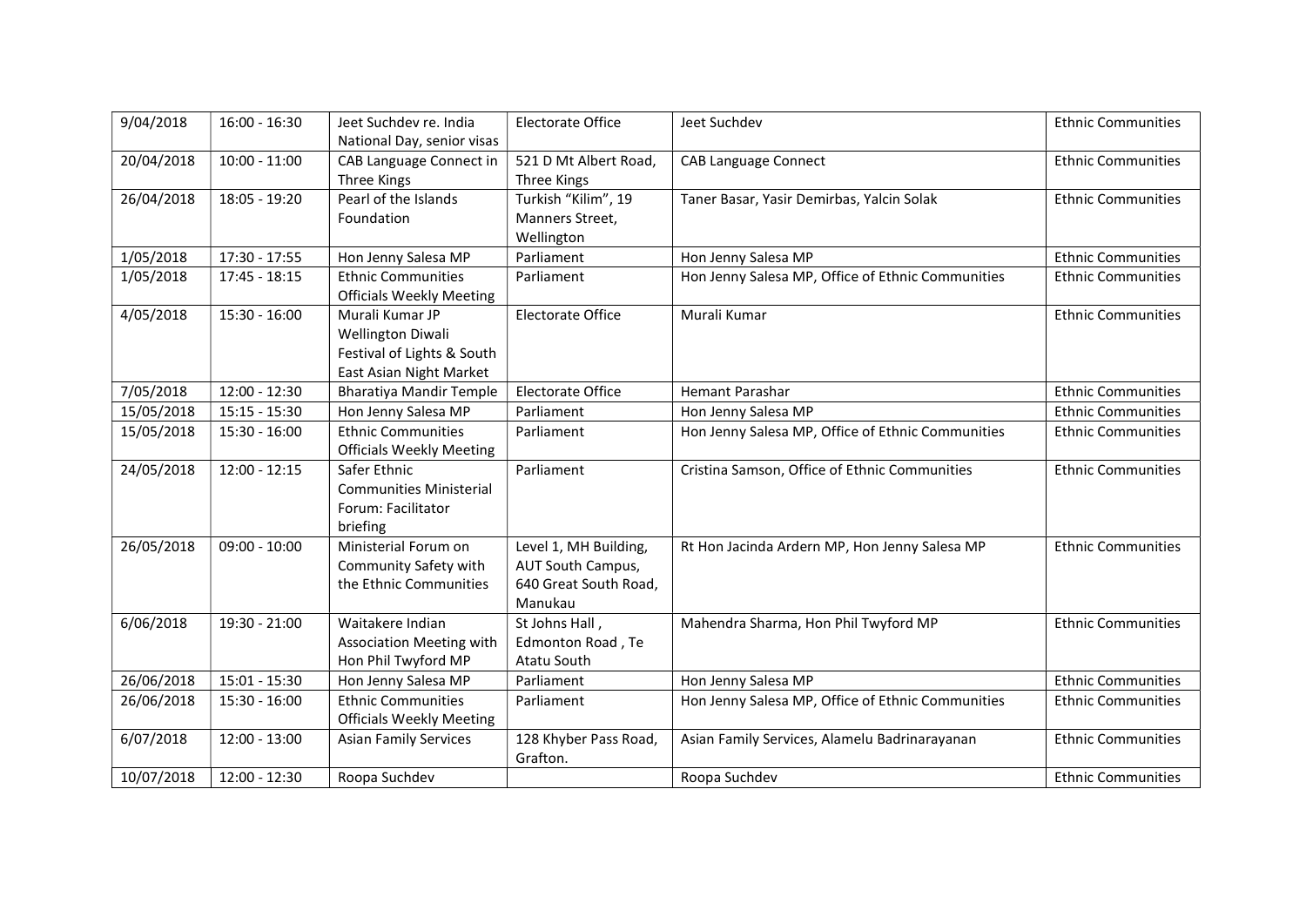| 9/04/2018 | 16:00 - 16:30 | Jeet Suchdev re. India National Day, senior visas | Electorate Office | Jeet Suchdev | Ethnic Communities |
|---|---|---|---|---|---|
| 20/04/2018 | 10:00 - 11:00 | CAB Language Connect in Three Kings | 521 D Mt Albert Road, Three Kings | CAB Language Connect | Ethnic Communities |
| 26/04/2018 | 18:05 - 19:20 | Pearl of the Islands Foundation | Turkish "Kilim", 19 Manners Street, Wellington | Taner Basar, Yasir Demirbas, Yalcin Solak | Ethnic Communities |
| 1/05/2018 | 17:30 - 17:55 | Hon Jenny Salesa MP | Parliament | Hon Jenny Salesa MP | Ethnic Communities |
| 1/05/2018 | 17:45 - 18:15 | Ethnic Communities Officials Weekly Meeting | Parliament | Hon Jenny Salesa MP, Office of Ethnic Communities | Ethnic Communities |
| 4/05/2018 | 15:30 - 16:00 | Murali Kumar JP Wellington Diwali Festival of Lights & South East Asian Night Market | Electorate Office | Murali Kumar | Ethnic Communities |
| 7/05/2018 | 12:00 - 12:30 | Bharatiya Mandir Temple | Electorate Office | Hemant Parashar | Ethnic Communities |
| 15/05/2018 | 15:15 - 15:30 | Hon Jenny Salesa MP | Parliament | Hon Jenny Salesa MP | Ethnic Communities |
| 15/05/2018 | 15:30 - 16:00 | Ethnic Communities Officials Weekly Meeting | Parliament | Hon Jenny Salesa MP, Office of Ethnic Communities | Ethnic Communities |
| 24/05/2018 | 12:00 - 12:15 | Safer Ethnic Communities Ministerial Forum: Facilitator briefing | Parliament | Cristina Samson, Office of Ethnic Communities | Ethnic Communities |
| 26/05/2018 | 09:00 - 10:00 | Ministerial Forum on Community Safety with the Ethnic Communities | Level 1, MH Building, AUT South Campus, 640 Great South Road, Manukau | Rt Hon Jacinda Ardern MP, Hon Jenny Salesa MP | Ethnic Communities |
| 6/06/2018 | 19:30 - 21:00 | Waitakere Indian Association Meeting with Hon Phil Twyford MP | St Johns Hall , Edmonton Road , Te Atatu South | Mahendra Sharma, Hon Phil Twyford MP | Ethnic Communities |
| 26/06/2018 | 15:01 - 15:30 | Hon Jenny Salesa MP | Parliament | Hon Jenny Salesa MP | Ethnic Communities |
| 26/06/2018 | 15:30 - 16:00 | Ethnic Communities Officials Weekly Meeting | Parliament | Hon Jenny Salesa MP, Office of Ethnic Communities | Ethnic Communities |
| 6/07/2018 | 12:00 - 13:00 | Asian Family Services | 128 Khyber Pass Road, Grafton. | Asian Family Services, Alamelu Badrinarayanan | Ethnic Communities |
| 10/07/2018 | 12:00 - 12:30 | Roopa Suchdev | | Roopa Suchdev | Ethnic Communities |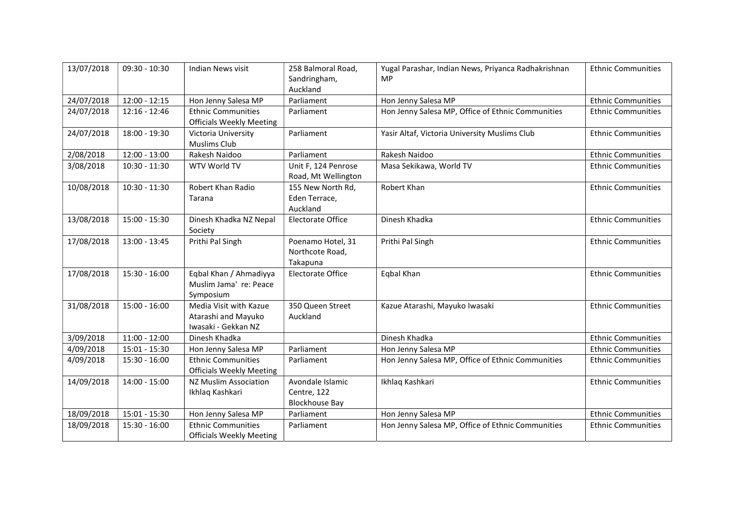| 13/07/2018 | 09:30 - 10:30 | Indian News visit | 258 Balmoral Road, Sandringham, Auckland | Yugal Parashar, Indian News, Priyanca Radhakrishnan MP | Ethnic Communities |
|---|---|---|---|---|---|
| 24/07/2018 | 12:00 - 12:15 | Hon Jenny Salesa MP | Parliament | Hon Jenny Salesa MP | Ethnic Communities |
| 24/07/2018 | 12:16 - 12:46 | Ethnic Communities Officials Weekly Meeting | Parliament | Hon Jenny Salesa MP, Office of Ethnic Communities | Ethnic Communities |
| 24/07/2018 | 18:00 - 19:30 | Victoria University Muslims Club | Parliament | Yasir Altaf, Victoria University Muslims Club | Ethnic Communities |
| 2/08/2018 | 12:00 - 13:00 | Rakesh Naidoo | Parliament | Rakesh Naidoo | Ethnic Communities |
| 3/08/2018 | 10:30 - 11:30 | WTV World TV | Unit F, 124 Penrose Road, Mt Wellington | Masa Sekikawa, World TV | Ethnic Communities |
| 10/08/2018 | 10:30 - 11:30 | Robert Khan Radio Tarana | 155 New North Rd, Eden Terrace, Auckland | Robert Khan | Ethnic Communities |
| 13/08/2018 | 15:00 - 15:30 | Dinesh Khadka NZ Nepal Society | Electorate Office | Dinesh Khadka | Ethnic Communities |
| 17/08/2018 | 13:00 - 13:45 | Prithi Pal Singh | Poenamo Hotel, 31 Northcote Road, Takapuna | Prithi Pal Singh | Ethnic Communities |
| 17/08/2018 | 15:30 - 16:00 | Eqbal Khan / Ahmadiyya Muslim Jama' re: Peace Symposium | Electorate Office | Eqbal Khan | Ethnic Communities |
| 31/08/2018 | 15:00 - 16:00 | Media Visit with Kazue Atarashi and Mayuko Iwasaki - Gekkan NZ | 350 Queen Street Auckland | Kazue Atarashi, Mayuko Iwasaki | Ethnic Communities |
| 3/09/2018 | 11:00 - 12:00 | Dinesh Khadka | | Dinesh Khadka | Ethnic Communities |
| 4/09/2018 | 15:01 - 15:30 | Hon Jenny Salesa MP | Parliament | Hon Jenny Salesa MP | Ethnic Communities |
| 4/09/2018 | 15:30 - 16:00 | Ethnic Communities Officials Weekly Meeting | Parliament | Hon Jenny Salesa MP, Office of Ethnic Communities | Ethnic Communities |
| 14/09/2018 | 14:00 - 15:00 | NZ Muslim Association Ikhlaq Kashkari | Avondale Islamic Centre, 122 Blockhouse Bay | Ikhlaq Kashkari | Ethnic Communities |
| 18/09/2018 | 15:01 - 15:30 | Hon Jenny Salesa MP | Parliament | Hon Jenny Salesa MP | Ethnic Communities |
| 18/09/2018 | 15:30 - 16:00 | Ethnic Communities Officials Weekly Meeting | Parliament | Hon Jenny Salesa MP, Office of Ethnic Communities | Ethnic Communities |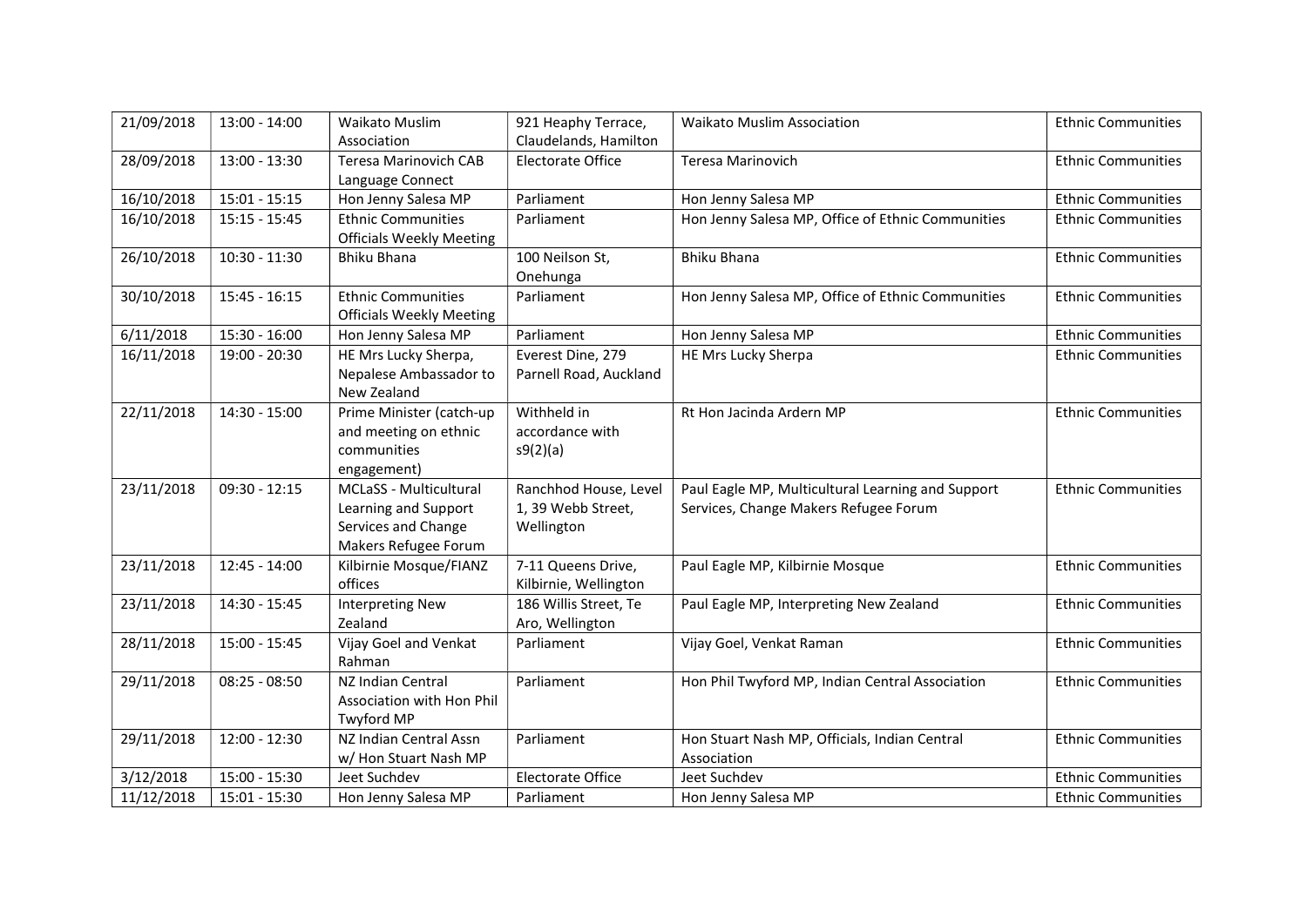| 21/09/2018 | 13:00 - 14:00 | Waikato Muslim Association | 921 Heaphy Terrace, Claudelands, Hamilton | Waikato Muslim Association | Ethnic Communities |
|---|---|---|---|---|---|
| 28/09/2018 | 13:00 - 13:30 | Teresa Marinovich CAB Language Connect | Electorate Office | Teresa Marinovich | Ethnic Communities |
| 16/10/2018 | 15:01 - 15:15 | Hon Jenny Salesa MP | Parliament | Hon Jenny Salesa MP | Ethnic Communities |
| 16/10/2018 | 15:15 - 15:45 | Ethnic Communities Officials Weekly Meeting | Parliament | Hon Jenny Salesa MP, Office of Ethnic Communities | Ethnic Communities |
| 26/10/2018 | 10:30 - 11:30 | Bhiku Bhana | 100 Neilson St, Onehunga | Bhiku Bhana | Ethnic Communities |
| 30/10/2018 | 15:45 - 16:15 | Ethnic Communities Officials Weekly Meeting | Parliament | Hon Jenny Salesa MP, Office of Ethnic Communities | Ethnic Communities |
| 6/11/2018 | 15:30 - 16:00 | Hon Jenny Salesa MP | Parliament | Hon Jenny Salesa MP | Ethnic Communities |
| 16/11/2018 | 19:00 - 20:30 | HE Mrs Lucky Sherpa, Nepalese Ambassador to New Zealand | Everest Dine, 279 Parnell Road, Auckland | HE Mrs Lucky Sherpa | Ethnic Communities |
| 22/11/2018 | 14:30 - 15:00 | Prime Minister (catch-up and meeting on ethnic communities engagement) | Withheld in accordance with s9(2)(a) | Rt Hon Jacinda Ardern MP | Ethnic Communities |
| 23/11/2018 | 09:30 - 12:15 | MCLaSS - Multicultural Learning and Support Services and Change Makers Refugee Forum | Ranchhod House, Level 1, 39 Webb Street, Wellington | Paul Eagle MP, Multicultural Learning and Support Services, Change Makers Refugee Forum | Ethnic Communities |
| 23/11/2018 | 12:45 - 14:00 | Kilbirnie Mosque/FIANZ offices | 7-11 Queens Drive, Kilbirnie, Wellington | Paul Eagle MP, Kilbirnie Mosque | Ethnic Communities |
| 23/11/2018 | 14:30 - 15:45 | Interpreting New Zealand | 186 Willis Street, Te Aro, Wellington | Paul Eagle MP, Interpreting New Zealand | Ethnic Communities |
| 28/11/2018 | 15:00 - 15:45 | Vijay Goel and Venkat Rahman | Parliament | Vijay Goel, Venkat Raman | Ethnic Communities |
| 29/11/2018 | 08:25 - 08:50 | NZ Indian Central Association with Hon Phil Twyford MP | Parliament | Hon Phil Twyford MP, Indian Central Association | Ethnic Communities |
| 29/11/2018 | 12:00 - 12:30 | NZ Indian Central Assn w/ Hon Stuart Nash MP | Parliament | Hon Stuart Nash MP, Officials, Indian Central Association | Ethnic Communities |
| 3/12/2018 | 15:00 - 15:30 | Jeet Suchdev | Electorate Office | Jeet Suchdev | Ethnic Communities |
| 11/12/2018 | 15:01 - 15:30 | Hon Jenny Salesa MP | Parliament | Hon Jenny Salesa MP | Ethnic Communities |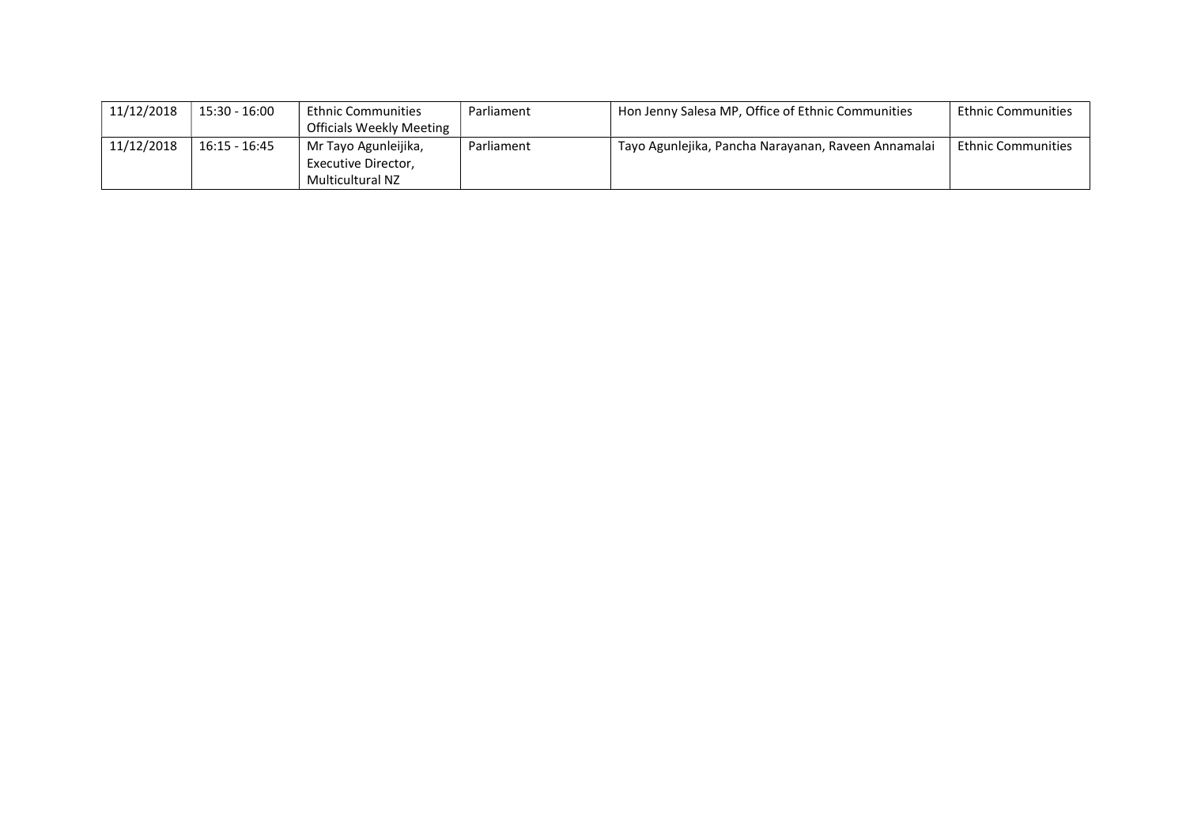| | | | | | |
|---|---|---|---|---|---|
| 11/12/2018 | 15:30 - 16:00 | Ethnic Communities Officials Weekly Meeting | Parliament | Hon Jenny Salesa MP, Office of Ethnic Communities | Ethnic Communities |
| 11/12/2018 | 16:15 - 16:45 | Mr Tayo Agunleijika, Executive Director, Multicultural NZ | Parliament | Tayo Agunlejika, Pancha Narayanan, Raveen Annamalai | Ethnic Communities |